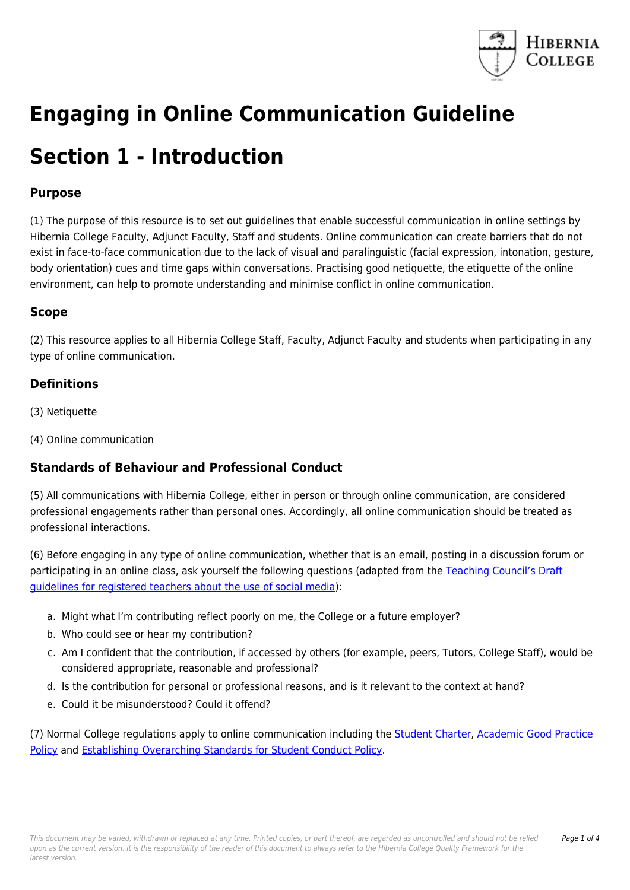# Engaging in Online Communication Guideline

# Section 1 - Introduction

## Purpose

(1) The purpose of this resource is to set out guidelines that enable successful communication in online settings by Hibernia College Faculty, Adjunct Faculty, Staff and students. Online communication can create barriers that do not exist in face-to-face communication due to the lack of visual and paralinguistic (facial expression, intonation, gesture, body orientation) cues and time gaps within conversations. Practising good netiquette, the etiquette of the online environment, can help to promote understanding and minimise conflict in online communication.

## Scope

(2) This resource applies to all Hibernia College Staff, Faculty, Adjunct Faculty and students when participating in any type of online communication.

## Definitions

(3) Netiquette

(4) Online communication

## Standards of Behaviour and Professional Conduct

(5) All communications with Hibernia College, either in person or through online communication, are considered professional engagements rather than personal ones. Accordingly, all online communication should be treated as professional interactions.

(6) Before engaging in any type of online communication, whether that is an email, posting in a discussion forum or participating in an online class, ask yourself the following questions (adapted from the Teaching Council's Draft guidelines for registered teachers about the use of social media):

a. Might what I'm contributing reflect poorly on me, the College or a future employer?
b. Who could see or hear my contribution?
c. Am I confident that the contribution, if accessed by others (for example, peers, Tutors, College Staff), would be considered appropriate, reasonable and professional?
d. Is the contribution for personal or professional reasons, and is it relevant to the context at hand?
e. Could it be misunderstood? Could it offend?

(7) Normal College regulations apply to online communication including the Student Charter, Academic Good Practice Policy and Establishing Overarching Standards for Student Conduct Policy.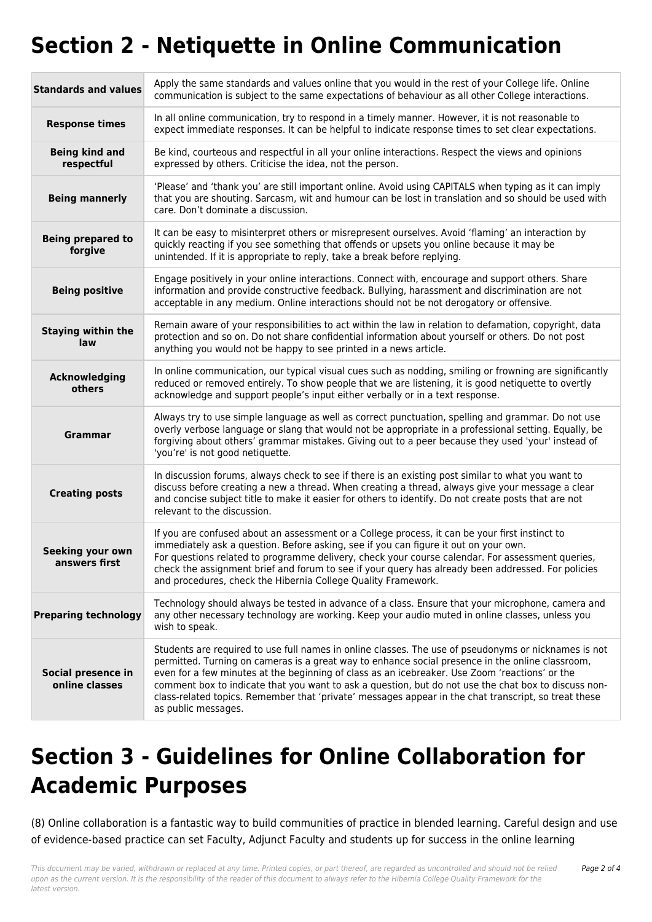# Section 2 - Netiquette in Online Communication

| | |
|---|---|
| **Standards and values** | Apply the same standards and values online that you would in the rest of your College life. Online communication is subject to the same expectations of behaviour as all other College interactions. |
| **Response times** | In all online communication, try to respond in a timely manner. However, it is not reasonable to expect immediate responses. It can be helpful to indicate response times to set clear expectations. |
| **Being kind and respectful** | Be kind, courteous and respectful in all your online interactions. Respect the views and opinions expressed by others. Criticise the idea, not the person. |
| **Being mannerly** | 'Please' and 'thank you' are still important online. Avoid using CAPITALS when typing as it can imply that you are shouting. Sarcasm, wit and humour can be lost in translation and so should be used with care. Don't dominate a discussion. |
| **Being prepared to forgive** | It can be easy to misinterpret others or misrepresent ourselves. Avoid 'flaming' an interaction by quickly reacting if you see something that offends or upsets you online because it may be unintended. If it is appropriate to reply, take a break before replying. |
| **Being positive** | Engage positively in your online interactions. Connect with, encourage and support others. Share information and provide constructive feedback. Bullying, harassment and discrimination are not acceptable in any medium. Online interactions should not be not derogatory or offensive. |
| **Staying within the law** | Remain aware of your responsibilities to act within the law in relation to defamation, copyright, data protection and so on. Do not share confidential information about yourself or others. Do not post anything you would not be happy to see printed in a news article. |
| **Acknowledging others** | In online communication, our typical visual cues such as nodding, smiling or frowning are significantly reduced or removed entirely. To show people that we are listening, it is good netiquette to overtly acknowledge and support people's input either verbally or in a text response. |
| **Grammar** | Always try to use simple language as well as correct punctuation, spelling and grammar. Do not use overly verbose language or slang that would not be appropriate in a professional setting. Equally, be forgiving about others' grammar mistakes. Giving out to a peer because they used 'your' instead of 'you're' is not good netiquette. |
| **Creating posts** | In discussion forums, always check to see if there is an existing post similar to what you want to discuss before creating a new a thread. When creating a thread, always give your message a clear and concise subject title to make it easier for others to identify. Do not create posts that are not relevant to the discussion. |
| **Seeking your own answers first** | If you are confused about an assessment or a College process, it can be your first instinct to immediately ask a question. Before asking, see if you can figure it out on your own.<br>For questions related to programme delivery, check your course calendar. For assessment queries, check the assignment brief and forum to see if your query has already been addressed. For policies and procedures, check the Hibernia College Quality Framework. |
| **Preparing technology** | Technology should always be tested in advance of a class. Ensure that your microphone, camera and any other necessary technology are working. Keep your audio muted in online classes, unless you wish to speak. |
| **Social presence in online classes** | Students are required to use full names in online classes. The use of pseudonyms or nicknames is not permitted. Turning on cameras is a great way to enhance social presence in the online classroom, even for a few minutes at the beginning of class as an icebreaker. Use Zoom 'reactions' or the comment box to indicate that you want to ask a question, but do not use the chat box to discuss non-class-related topics. Remember that 'private' messages appear in the chat transcript, so treat these as public messages. |

# Section 3 - Guidelines for Online Collaboration for Academic Purposes

(8) Online collaboration is a fantastic way to build communities of practice in blended learning. Careful design and use of evidence-based practice can set Faculty, Adjunct Faculty and students up for success in the online learning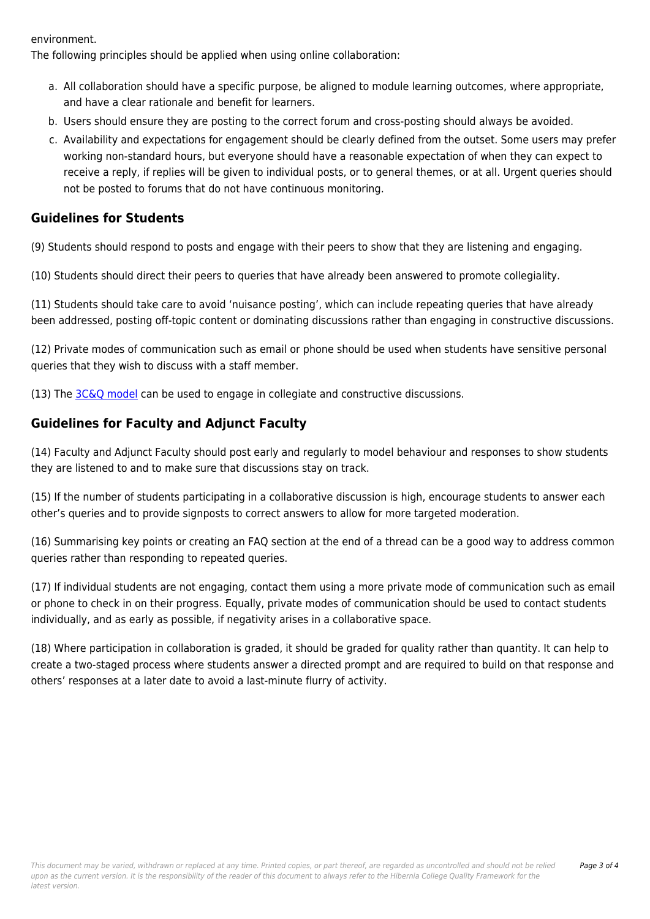environment.

The following principles should be applied when using online collaboration:

a. All collaboration should have a specific purpose, be aligned to module learning outcomes, where appropriate, and have a clear rationale and benefit for learners.
b. Users should ensure they are posting to the correct forum and cross-posting should always be avoided.
c. Availability and expectations for engagement should be clearly defined from the outset. Some users may prefer working non-standard hours, but everyone should have a reasonable expectation of when they can expect to receive a reply, if replies will be given to individual posts, or to general themes, or at all. Urgent queries should not be posted to forums that do not have continuous monitoring.

## Guidelines for Students

(9) Students should respond to posts and engage with their peers to show that they are listening and engaging.

(10) Students should direct their peers to queries that have already been answered to promote collegiality.

(11) Students should take care to avoid 'nuisance posting', which can include repeating queries that have already been addressed, posting off-topic content or dominating discussions rather than engaging in constructive discussions.

(12) Private modes of communication such as email or phone should be used when students have sensitive personal queries that they wish to discuss with a staff member.

(13) The 3C&Q model can be used to engage in collegiate and constructive discussions.

## Guidelines for Faculty and Adjunct Faculty

(14) Faculty and Adjunct Faculty should post early and regularly to model behaviour and responses to show students they are listened to and to make sure that discussions stay on track.

(15) If the number of students participating in a collaborative discussion is high, encourage students to answer each other's queries and to provide signposts to correct answers to allow for more targeted moderation.

(16) Summarising key points or creating an FAQ section at the end of a thread can be a good way to address common queries rather than responding to repeated queries.

(17) If individual students are not engaging, contact them using a more private mode of communication such as email or phone to check in on their progress. Equally, private modes of communication should be used to contact students individually, and as early as possible, if negativity arises in a collaborative space.

(18) Where participation in collaboration is graded, it should be graded for quality rather than quantity. It can help to create a two-staged process where students answer a directed prompt and are required to build on that response and others' responses at a later date to avoid a last-minute flurry of activity.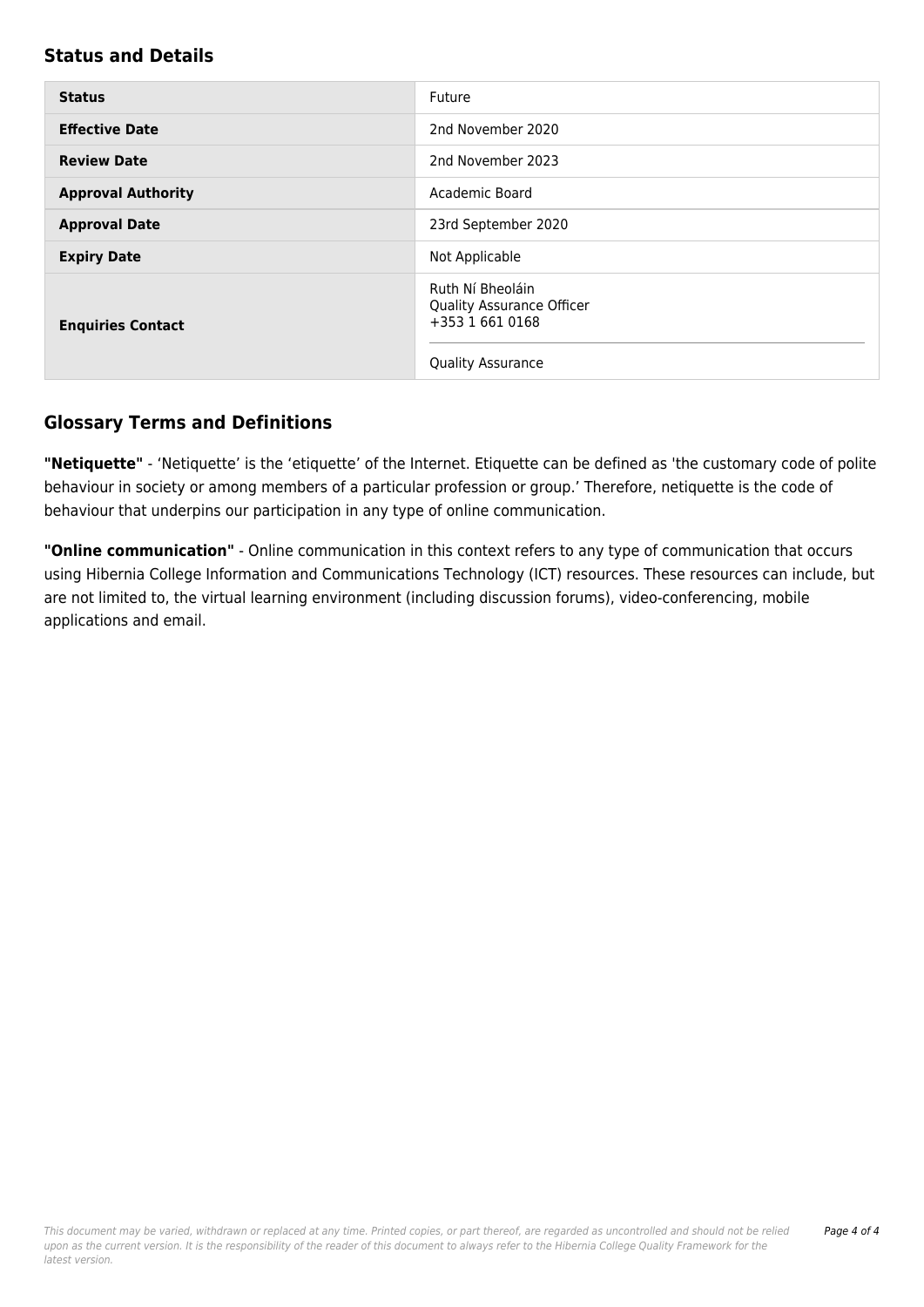## Status and Details

| | |
|---|---|
| **Status** | Future |
| **Effective Date** | 2nd November 2020 |
| **Review Date** | 2nd November 2023 |
| **Approval Authority** | Academic Board |
| **Approval Date** | 23rd September 2020 |
| **Expiry Date** | Not Applicable |
| **Enquiries Contact** | Ruth Ní Bheoláin<br>Quality Assurance Officer<br>+353 1 661 0168<br><br>Quality Assurance |

## Glossary Terms and Definitions

**"Netiquette"** - 'Netiquette' is the 'etiquette' of the Internet. Etiquette can be defined as 'the customary code of polite behaviour in society or among members of a particular profession or group.' Therefore, netiquette is the code of behaviour that underpins our participation in any type of online communication.

**"Online communication"** - Online communication in this context refers to any type of communication that occurs using Hibernia College Information and Communications Technology (ICT) resources. These resources can include, but are not limited to, the virtual learning environment (including discussion forums), video-conferencing, mobile applications and email.